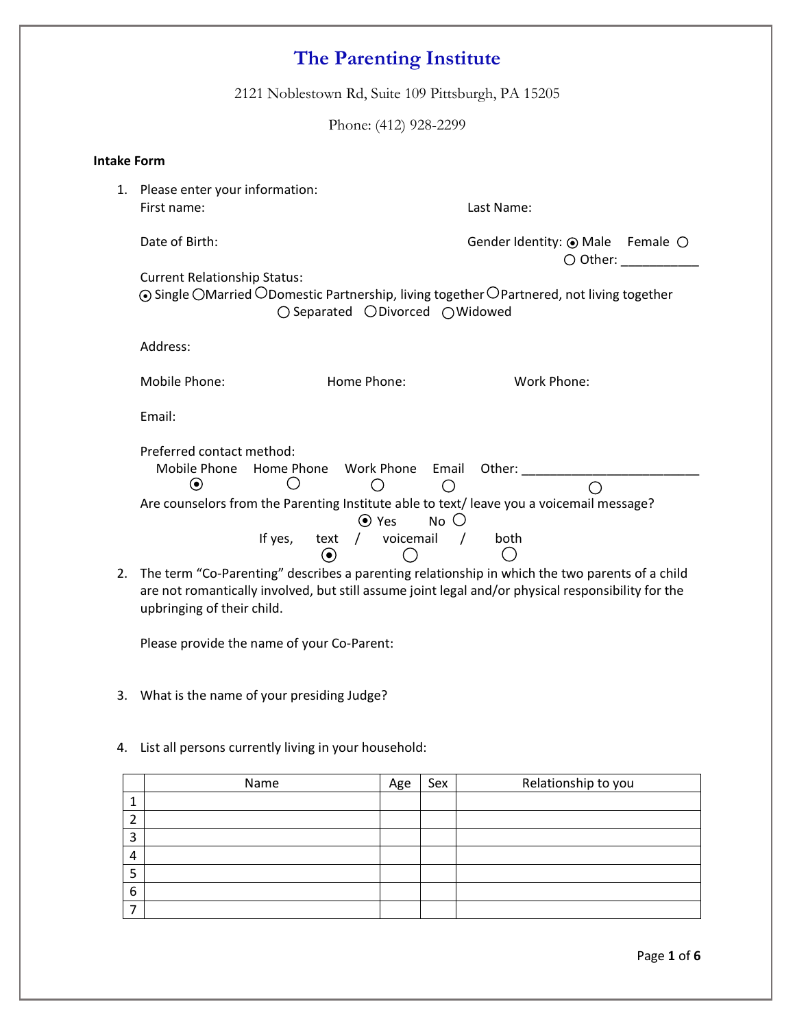# The Parenting Institute

2121 Noblestown Rd, Suite 109 Pittsburgh, PA 15205

Phone: (412) 928-2299

**Intake Form**

1. Please enter your information:

   First name: Last Name:

   Date of Birth: Gender Identity: ⦿ Male Female ○ ○ Other: ___________

   Current Relationship Status:
   ⦿ Single ○ Married ○ Domestic Partnership, living together ○ Partnered, not living together ○ Separated ○ Divorced ○ Widowed

   Address:

   Mobile Phone: Home Phone: Work Phone:

   Email:

   Preferred contact method:
   Mobile Phone ⦿ Home Phone ○ Work Phone ○ Email ○ Other: ________________________ ○

   Are counselors from the Parenting Institute able to text/ leave you a voicemail message?
   ⦿ Yes No ○
   If yes, text ⦿ / voicemail ○ / both ○

2. The term "Co-Parenting" describes a parenting relationship in which the two parents of a child are not romantically involved, but still assume joint legal and/or physical responsibility for the upbringing of their child.

   Please provide the name of your Co-Parent:

3. What is the name of your presiding Judge?

4. List all persons currently living in your household:

| | Name | Age | Sex | Relationship to you |
|---|---|---|---|---|
| 1 | | | | |
| 2 | | | | |
| 3 | | | | |
| 4 | | | | |
| 5 | | | | |
| 6 | | | | |
| 7 | | | | |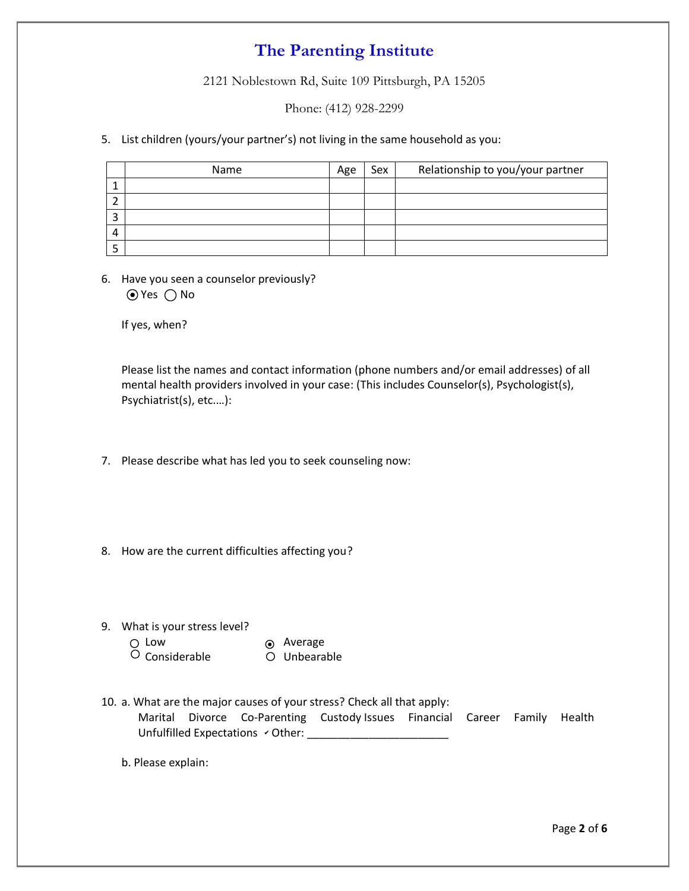# The Parenting Institute

2121 Noblestown Rd, Suite 109 Pittsburgh, PA 15205

Phone: (412) 928-2299

5. List children (yours/your partner's) not living in the same household as you:

| | Name | Age | Sex | Relationship to you/your partner |
|---|---|---|---|---|
| 1 | | | | |
| 2 | | | | |
| 3 | | | | |
| 4 | | | | |
| 5 | | | | |

6. Have you seen a counselor previously?
   (◉) Yes ( ) No

   If yes, when?

   Please list the names and contact information (phone numbers and/or email addresses) of all mental health providers involved in your case: (This includes Counselor(s), Psychologist(s), Psychiatrist(s), etc.…):

7. Please describe what has led you to seek counseling now:

8. How are the current difficulties affecting you?

9. What is your stress level?
   ( ) Low (◉) Average
   ( ) Considerable ( ) Unbearable

10. a. What are the major causes of your stress? Check all that apply:
    Marital Divorce Co-Parenting Custody Issues Financial Career Family Health
    Unfulfilled Expectations ✓ Other: ______________________

    b. Please explain: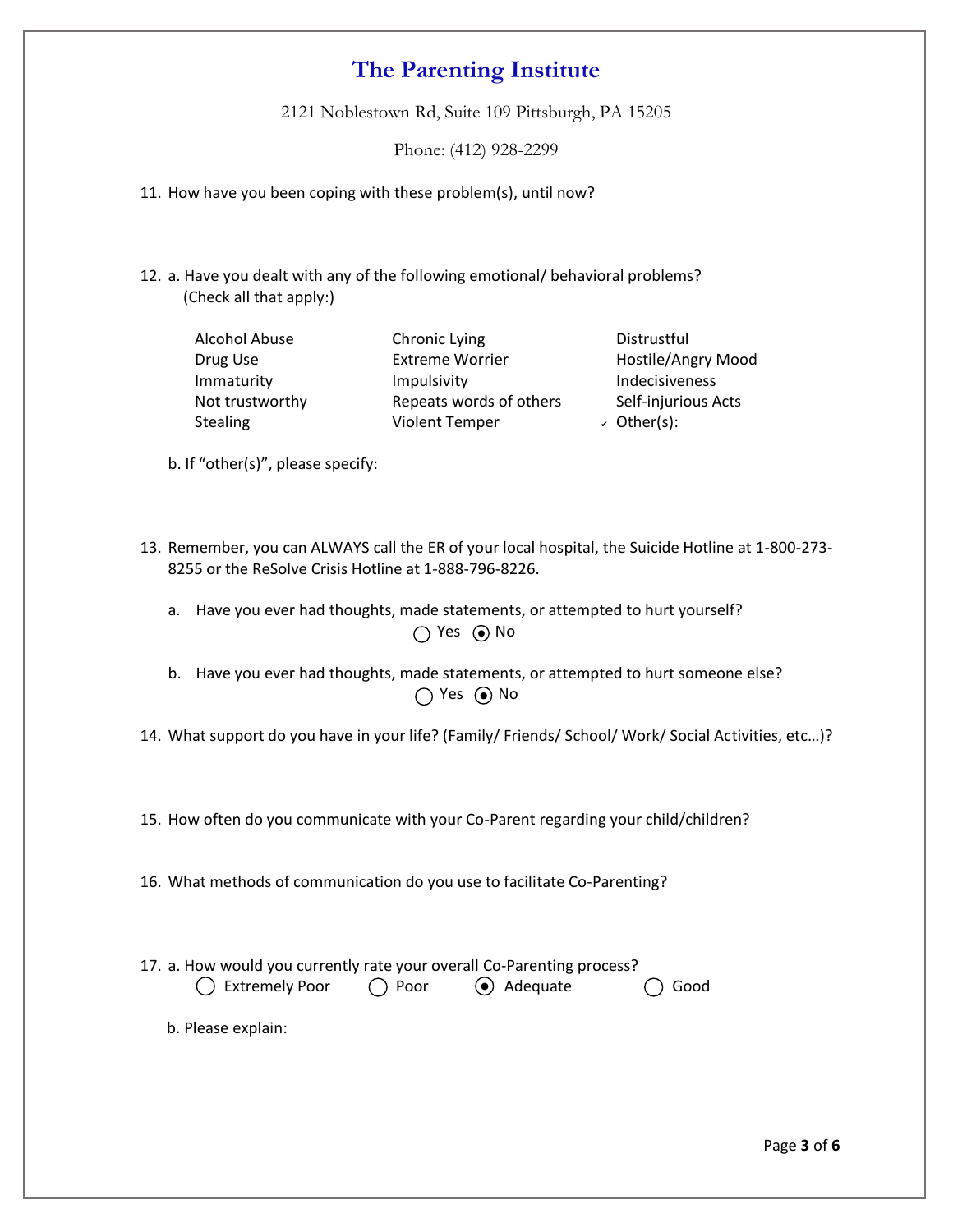# The Parenting Institute

2121 Noblestown Rd, Suite 109 Pittsburgh, PA 15205

Phone: (412) 928-2299

11. How have you been coping with these problem(s), until now?

12. a. Have you dealt with any of the following emotional/ behavioral problems? (Check all that apply:)

| | | |
|---|---|---|
| Alcohol Abuse | Chronic Lying | Distrustful |
| Drug Use | Extreme Worrier | Hostile/Angry Mood |
| Immaturity | Impulsivity | Indecisiveness |
| Not trustworthy | Repeats words of others | Self-injurious Acts |
| Stealing | Violent Temper | ✓ Other(s): |

b. If "other(s)", please specify:

13. Remember, you can ALWAYS call the ER of your local hospital, the Suicide Hotline at 1-800-273-8255 or the ReSolve Crisis Hotline at 1-888-796-8226.

a. Have you ever had thoughts, made statements, or attempted to hurt yourself?

○ Yes ◉ No

b. Have you ever had thoughts, made statements, or attempted to hurt someone else?

○ Yes ◉ No

14. What support do you have in your life? (Family/ Friends/ School/ Work/ Social Activities, etc…)?

15. How often do you communicate with your Co-Parent regarding your child/children?

16. What methods of communication do you use to facilitate Co-Parenting?

17. a. How would you currently rate your overall Co-Parenting process?

○ Extremely Poor ○ Poor ◉ Adequate ○ Good

b. Please explain: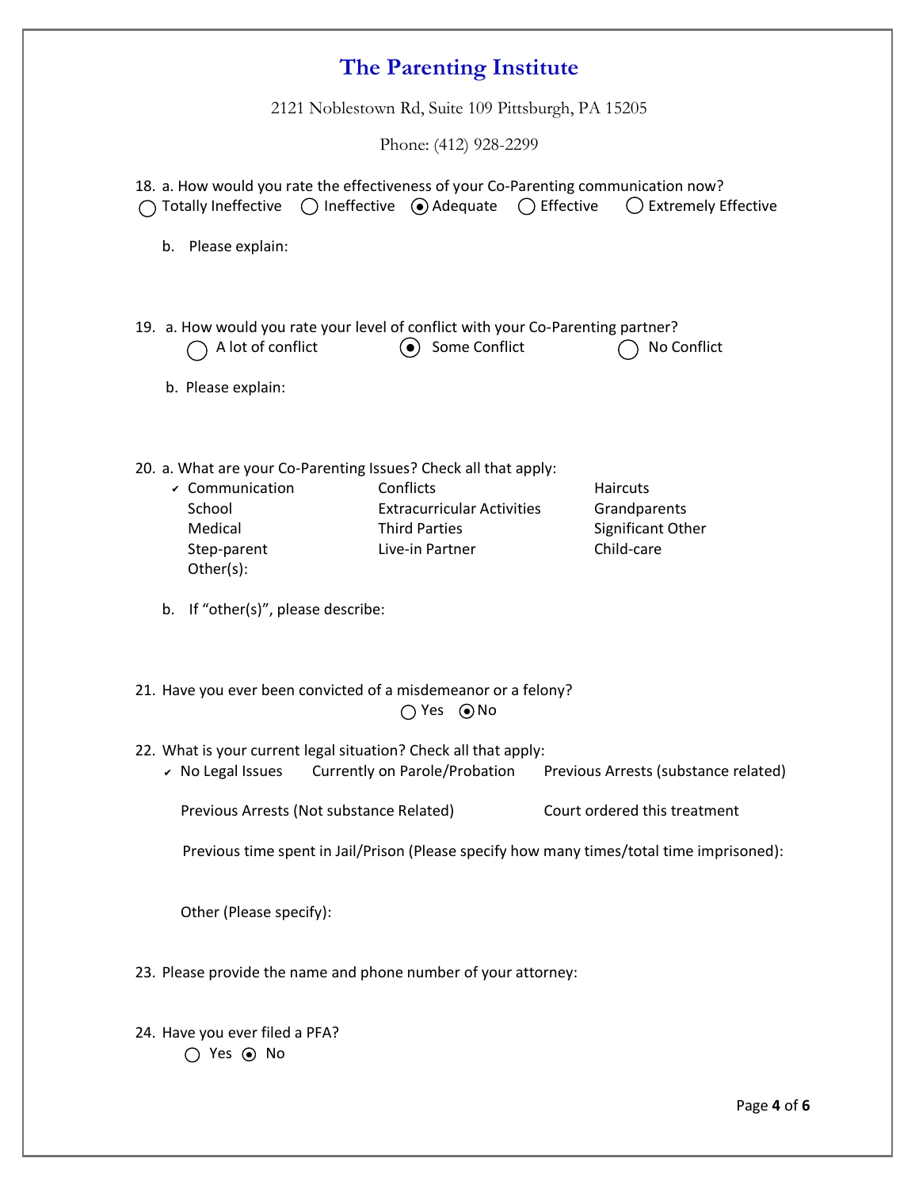# The Parenting Institute

2121 Noblestown Rd, Suite 109 Pittsburgh, PA 15205

Phone: (412) 928-2299

18. a. How would you rate the effectiveness of your Co-Parenting communication now?

   ○ Totally Ineffective ○ Ineffective ◉ Adequate ○ Effective ○ Extremely Effective

   b. Please explain:

19. a. How would you rate your level of conflict with your Co-Parenting partner?

   ○ A lot of conflict ◉ Some Conflict ○ No Conflict

   b. Please explain:

20. a. What are your Co-Parenting Issues? Check all that apply:

   - ✔ Communication
   - Conflicts
   - Haircuts
   - School
   - Extracurricular Activities
   - Grandparents
   - Medical
   - Third Parties
   - Significant Other
   - Step-parent
   - Live-in Partner
   - Child-care
   - Other(s):

   b. If "other(s)", please describe:

21. Have you ever been convicted of a misdemeanor or a felony?

   ○ Yes ◉ No

22. What is your current legal situation? Check all that apply:

   - ✔ No Legal Issues
   - Currently on Parole/Probation
   - Previous Arrests (substance related)
   - Previous Arrests (Not substance Related)
   - Court ordered this treatment
   - Previous time spent in Jail/Prison (Please specify how many times/total time imprisoned):
   - Other (Please specify):

23. Please provide the name and phone number of your attorney:

24. Have you ever filed a PFA?

   ○ Yes ◉ No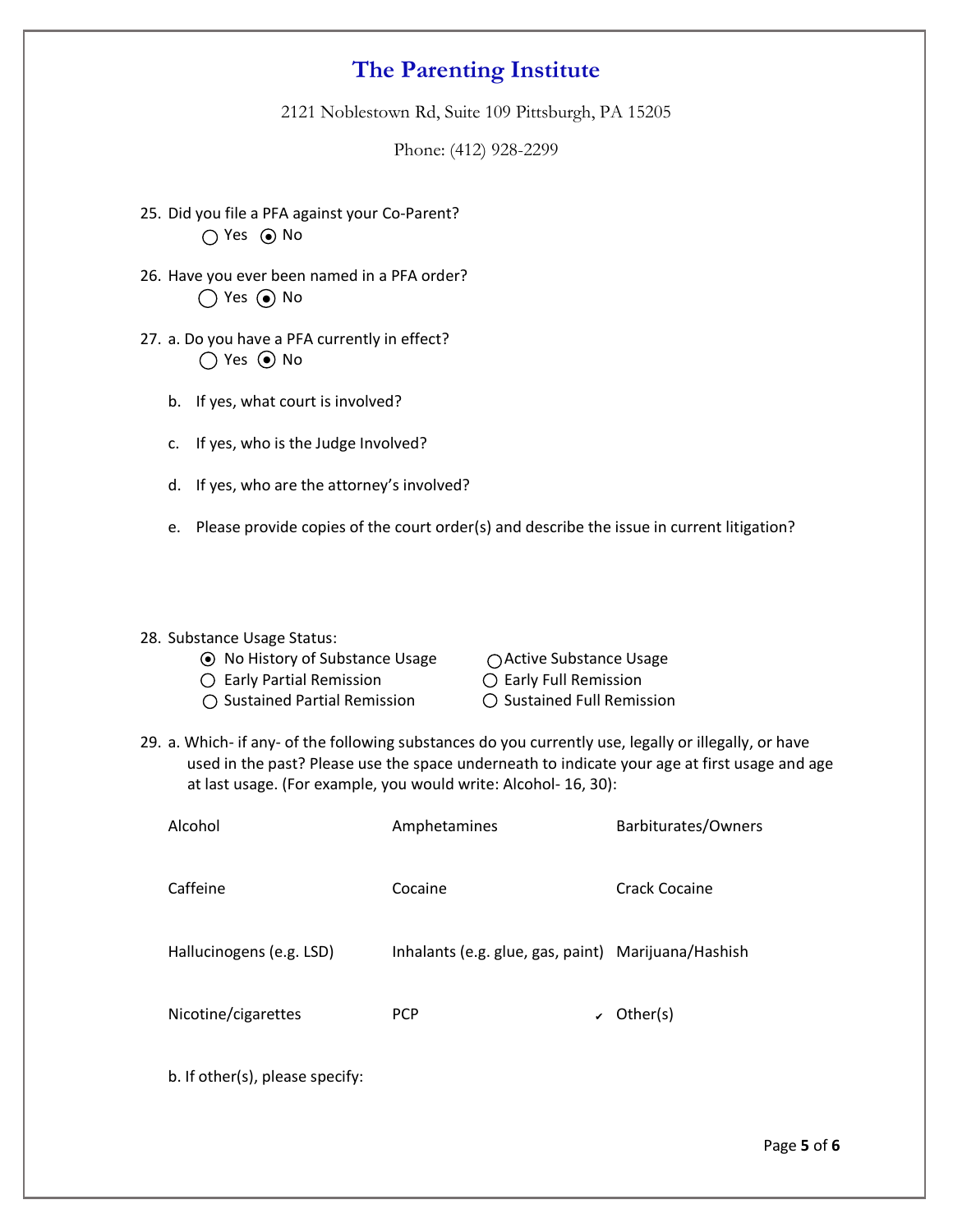# The Parenting Institute

2121 Noblestown Rd, Suite 109 Pittsburgh, PA 15205

Phone: (412) 928-2299

25. Did you file a PFA against your Co-Parent?

    ○ Yes ◉ No

26. Have you ever been named in a PFA order?

    ○ Yes ◉ No

27. a. Do you have a PFA currently in effect?

    ○ Yes ◉ No

    b. If yes, what court is involved?

    c. If yes, who is the Judge Involved?

    d. If yes, who are the attorney's involved?

    e. Please provide copies of the court order(s) and describe the issue in current litigation?

28. Substance Usage Status:

    ◉ No History of Substance Usage
    ○ Active Substance Usage
    ○ Early Partial Remission
    ○ Early Full Remission
    ○ Sustained Partial Remission
    ○ Sustained Full Remission

29. a. Which- if any- of the following substances do you currently use, legally or illegally, or have used in the past? Please use the space underneath to indicate your age at first usage and age at last usage. (For example, you would write: Alcohol- 16, 30):

| | | |
|---|---|---|
| Alcohol | Amphetamines | Barbiturates/Owners |
| Caffeine | Cocaine | Crack Cocaine |
| Hallucinogens (e.g. LSD) | Inhalants (e.g. glue, gas, paint) | Marijuana/Hashish |
| Nicotine/cigarettes | PCP | ✔ Other(s) |

    b. If other(s), please specify: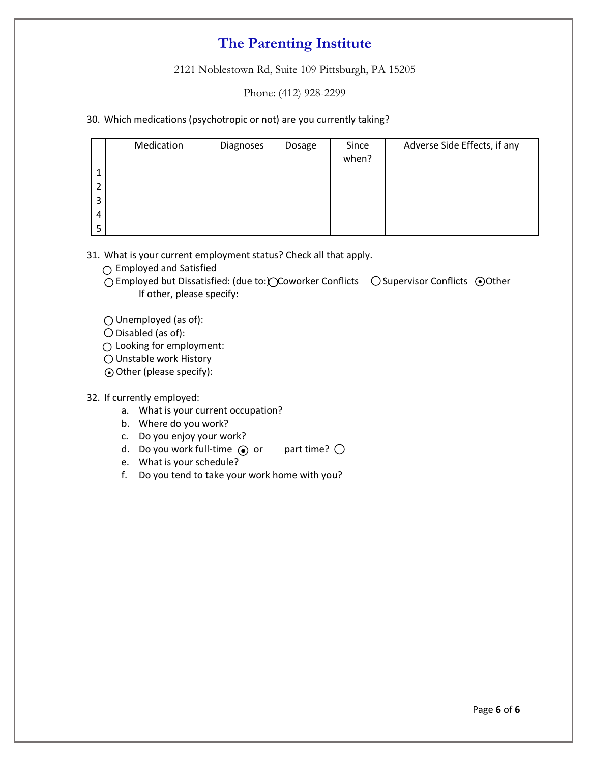# The Parenting Institute

2121 Noblestown Rd, Suite 109 Pittsburgh, PA 15205

Phone: (412) 928-2299

30. Which medications (psychotropic or not) are you currently taking?

| | Medication | Diagnoses | Dosage | Since when? | Adverse Side Effects, if any |
|---|---|---|---|---|---|
| 1 | | | | | |
| 2 | | | | | |
| 3 | | | | | |
| 4 | | | | | |
| 5 | | | | | |

31. What is your current employment status? Check all that apply.
   - ○ Employed and Satisfied
   - ○ Employed but Dissatisfied: (due to:) ○ Coworker Conflicts ○ Supervisor Conflicts ⦿ Other
     If other, please specify:
   - ○ Unemployed (as of):
   - ○ Disabled (as of):
   - ○ Looking for employment:
   - ○ Unstable work History
   - ⦿ Other (please specify):

32. If currently employed:
   a. What is your current occupation?
   b. Where do you work?
   c. Do you enjoy your work?
   d. Do you work full-time ⦿ or part time? ○
   e. What is your schedule?
   f. Do you tend to take your work home with you?